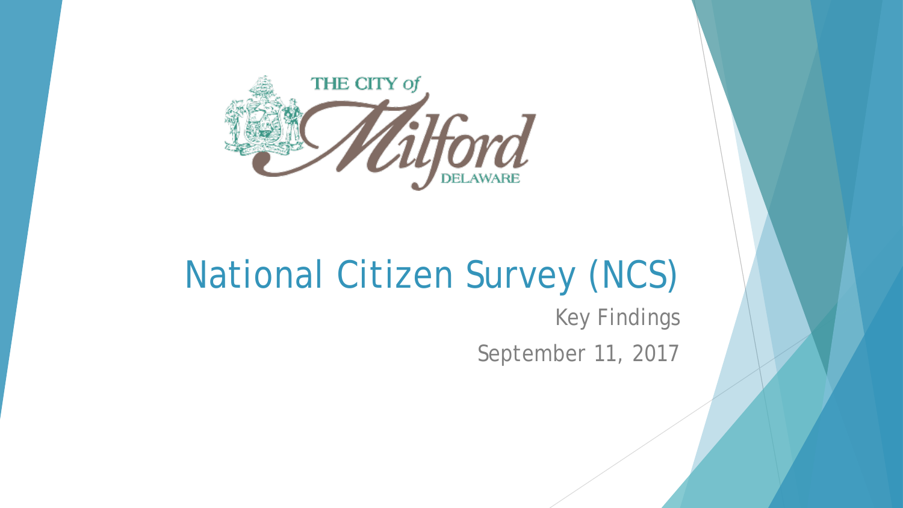THE CITY of Milford DELAWARE

# National Citizen Survey (NCS)

Key Findings

September 11, 2017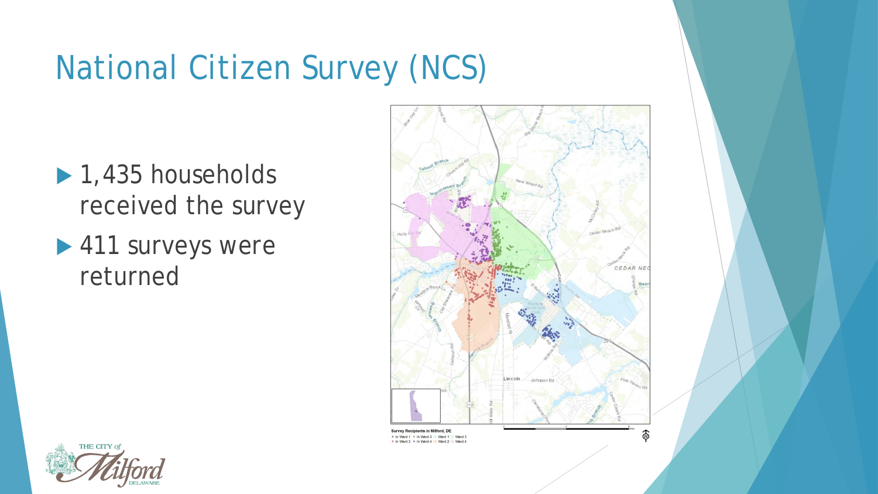# National Citizen Survey (NCS)

- 1,435 households received the survey
- 411 surveys were returned

Survey Recipients in Milford, DE

In Ward 1 · In Ward 3 · Ward 1 · Ward 3
In Ward 2 · In Ward 4 · Ward 2 · Ward 4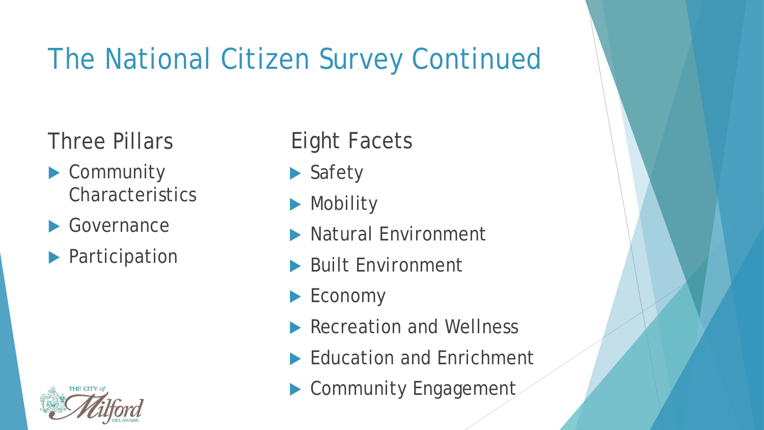# The National Citizen Survey Continued

## Three Pillars

- Community Characteristics
- Governance
- Participation

## Eight Facets

- Safety
- Mobility
- Natural Environment
- Built Environment
- Economy
- Recreation and Wellness
- Education and Enrichment
- Community Engagement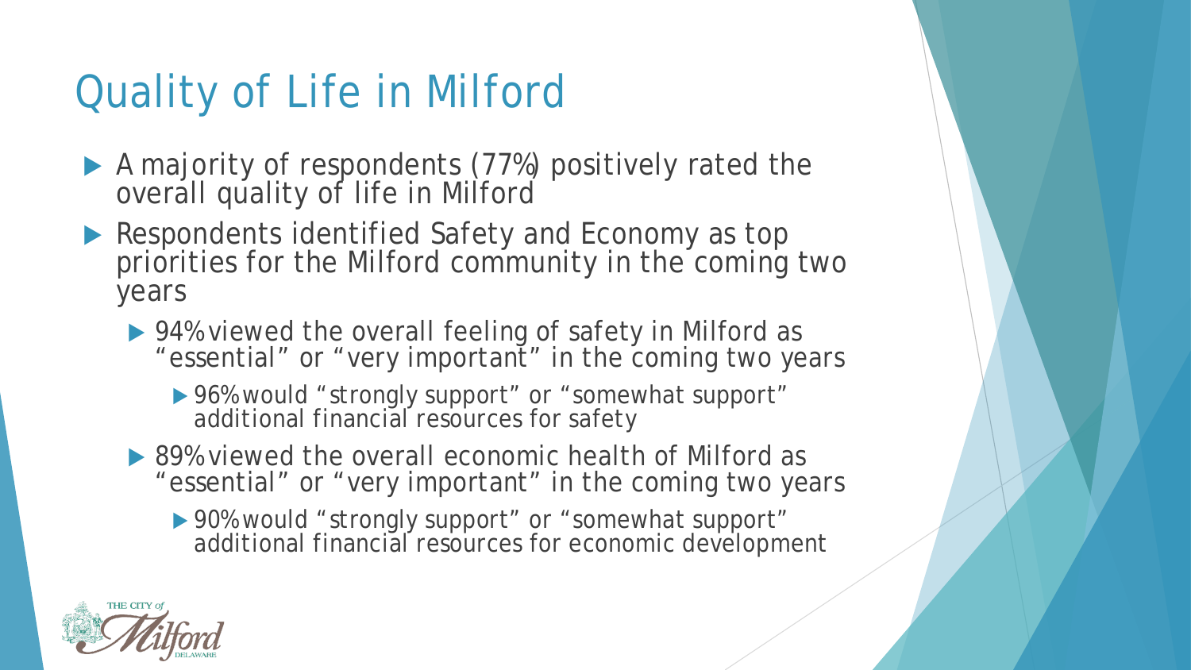# Quality of Life in Milford

- A majority of respondents (77%) positively rated the overall quality of life in Milford
- Respondents identified Safety and Economy as top priorities for the Milford community in the coming two years
  - 94% viewed the overall feeling of safety in Milford as "essential" or "very important" in the coming two years
    - 96% would "strongly support" or "somewhat support" additional financial resources for safety
  - 89% viewed the overall economic health of Milford as "essential" or "very important" in the coming two years
    - 90% would "strongly support" or "somewhat support" additional financial resources for economic development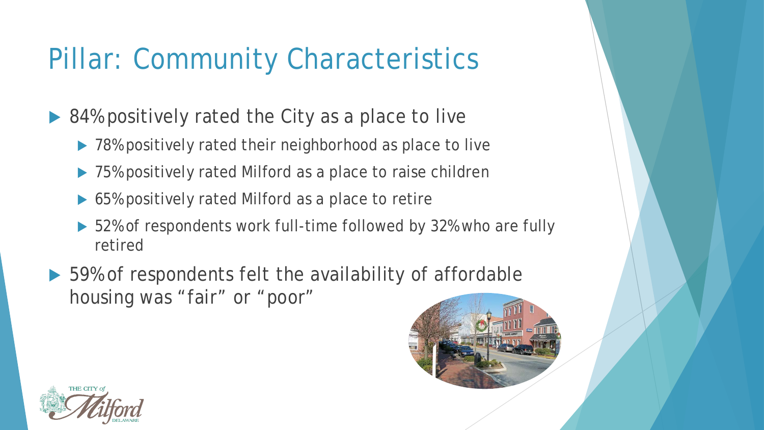# Pillar: Community Characteristics

- 84% positively rated the City as a place to live
  - 78% positively rated their neighborhood as place to live
  - 75% positively rated Milford as a place to raise children
  - 65% positively rated Milford as a place to retire
  - 52% of respondents work full-time followed by 32% who are fully retired
- 59% of respondents felt the availability of affordable housing was "fair" or "poor"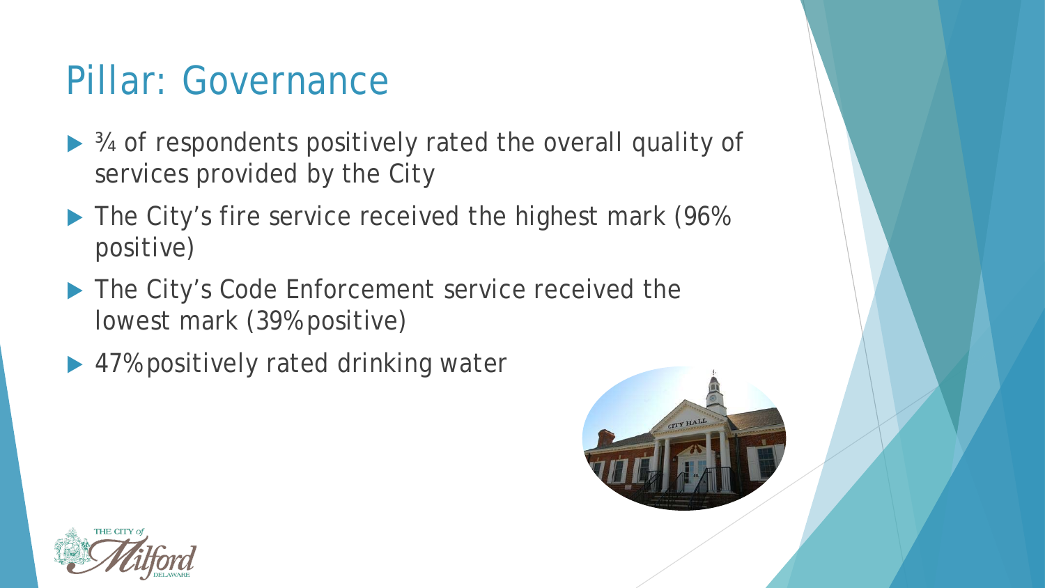# Pillar: Governance

- ¾ of respondents positively rated the overall quality of services provided by the City
- The City's fire service received the highest mark (96% positive)
- The City's Code Enforcement service received the lowest mark (39% positive)
- 47% positively rated drinking water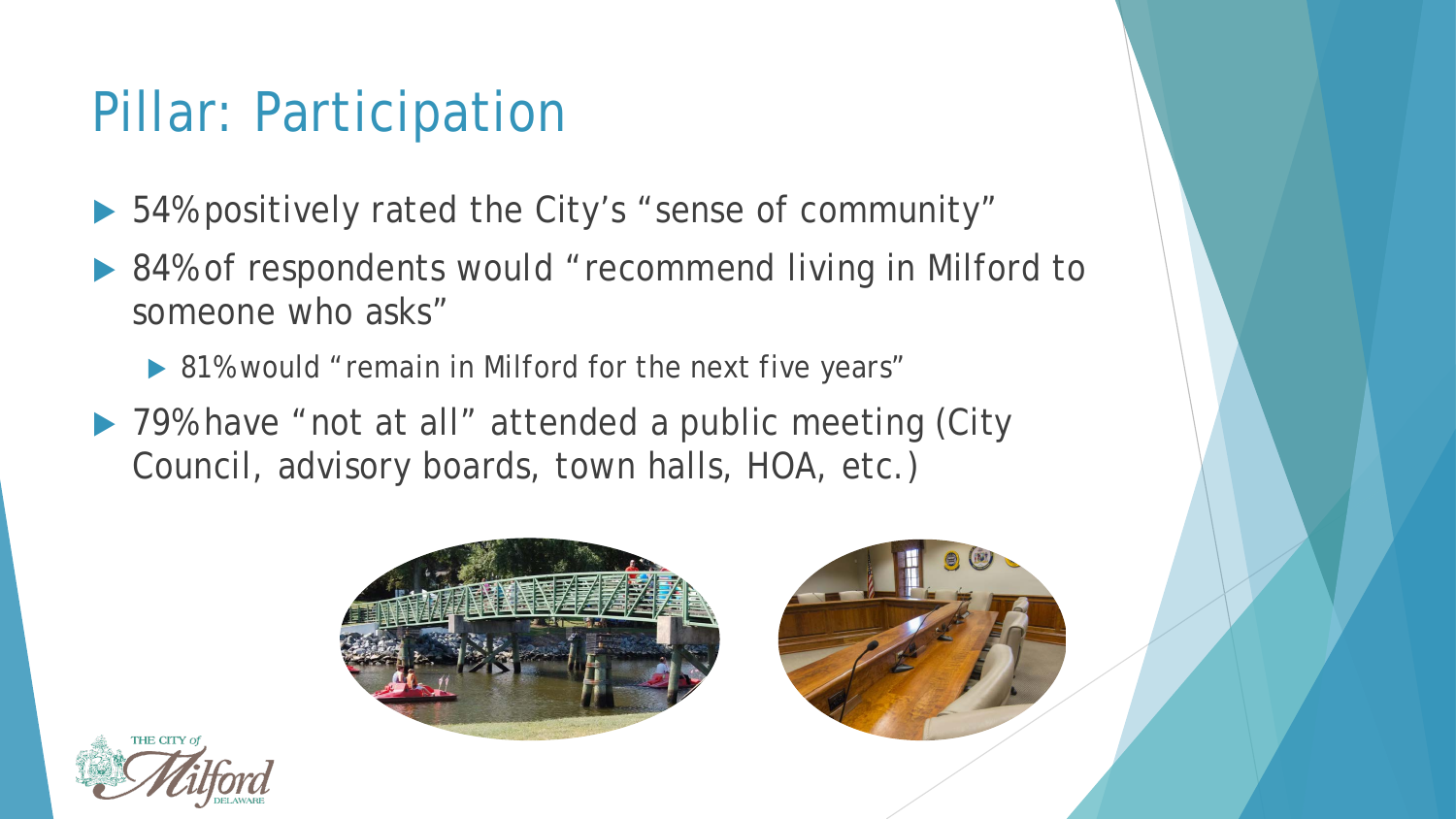# Pillar: Participation

- 54% positively rated the City's "sense of community"
- 84% of respondents would "recommend living in Milford to someone who asks"
  - 81% would "remain in Milford for the next five years"
- 79% have "not at all" attended a public meeting (City Council, advisory boards, town halls, HOA, etc.)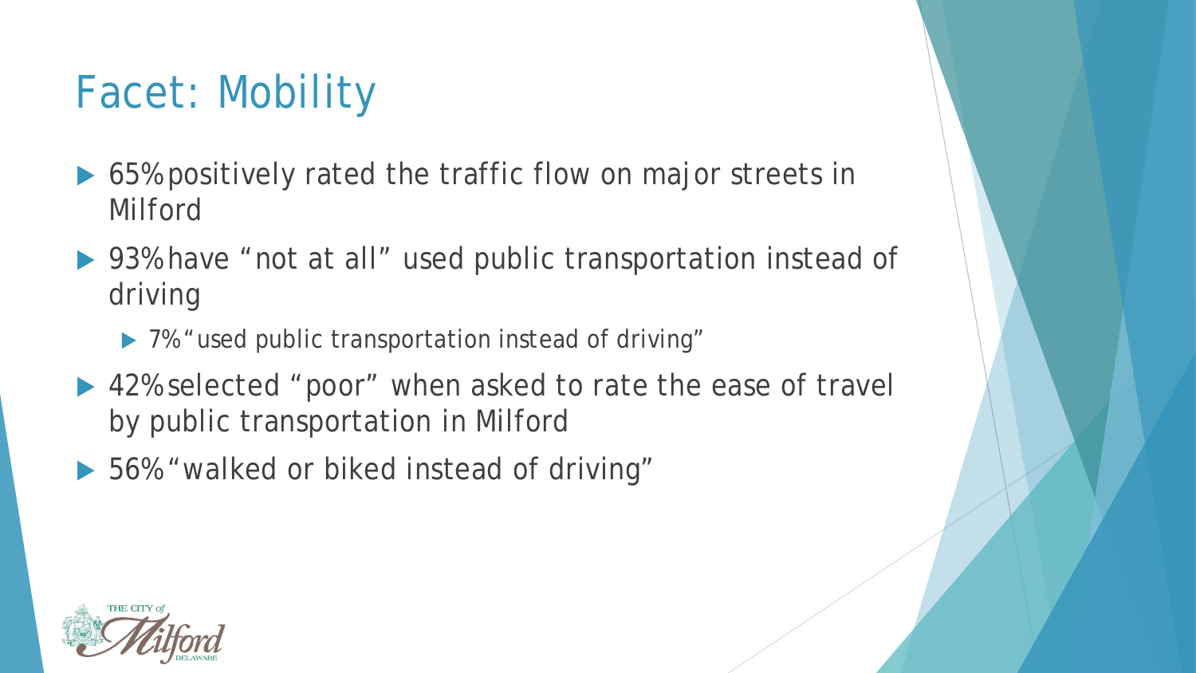# Facet: Mobility

- 65% positively rated the traffic flow on major streets in Milford
- 93% have "not at all" used public transportation instead of driving
  - 7% "used public transportation instead of driving"
- 42% selected "poor" when asked to rate the ease of travel by public transportation in Milford
- 56% "walked or biked instead of driving"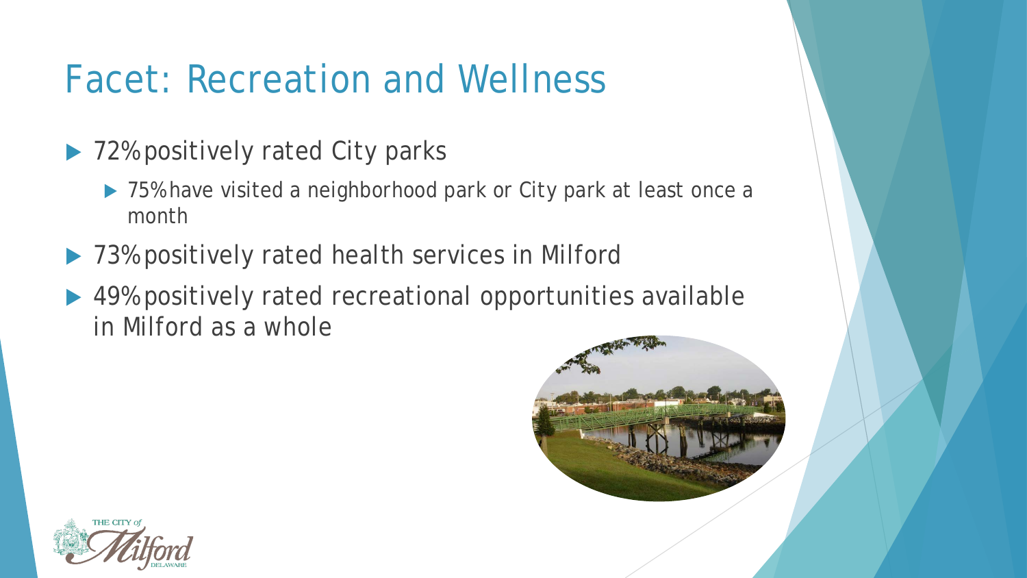# Facet: Recreation and Wellness

- 72% positively rated City parks
  - 75% have visited a neighborhood park or City park at least once a month
- 73% positively rated health services in Milford
- 49% positively rated recreational opportunities available in Milford as a whole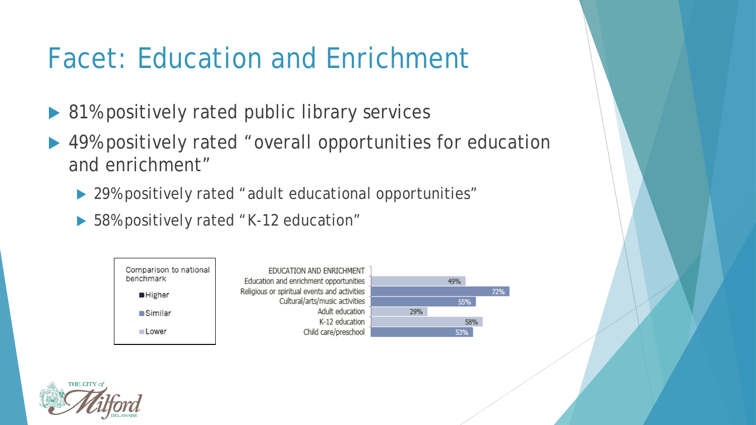# Facet: Education and Enrichment

- 81% positively rated public library services
- 49% positively rated "overall opportunities for education and enrichment"
  - 29% positively rated "adult educational opportunities"
  - 58% positively rated "K-12 education"

| Comparison to national benchmark |
| --- |
| Higher |
| Similar |
| Lower |

| EDUCATION AND ENRICHMENT | |
| --- | --- |
| Education and enrichment opportunities | 49% |
| Religious or spiritual events and activities | 72% |
| Cultural/arts/music activities | 55% |
| Adult education | 29% |
| K-12 education | 58% |
| Child care/preschool | 53% |

THE CITY of Milford DELAWARE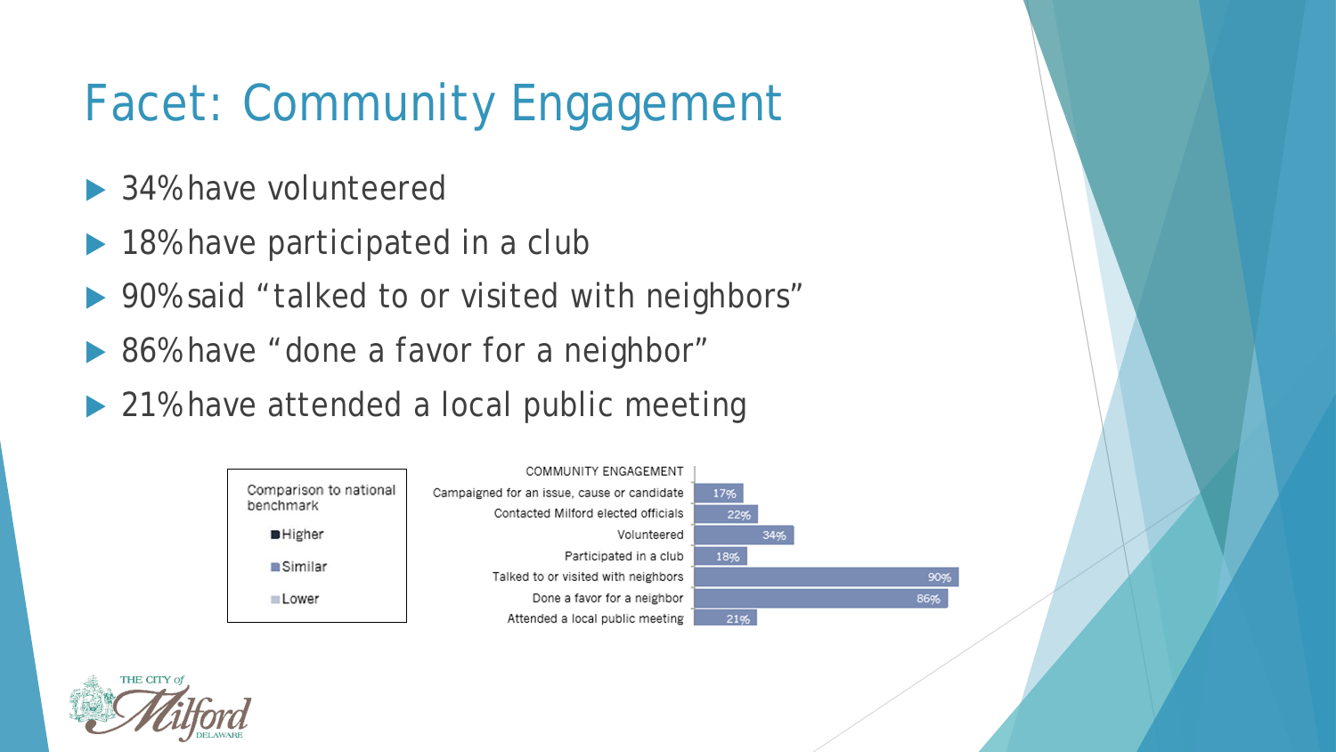# Facet: Community Engagement

- 34% have volunteered
- 18% have participated in a club
- 90% said "talked to or visited with neighbors"
- 86% have "done a favor for a neighbor"
- 21% have attended a local public meeting

Comparison to national benchmark

- Higher
- Similar
- Lower

| COMMUNITY ENGAGEMENT | |
|---|---|
| Campaigned for an issue, cause or candidate | 17% |
| Contacted Milford elected officials | 22% |
| Volunteered | 34% |
| Participated in a club | 18% |
| Talked to or visited with neighbors | 90% |
| Done a favor for a neighbor | 86% |
| Attended a local public meeting | 21% |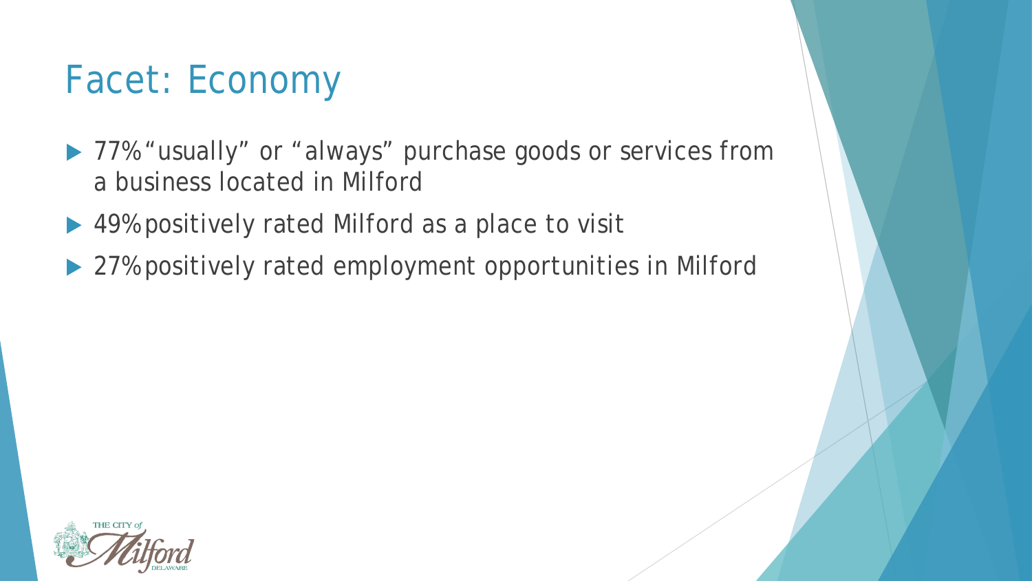# Facet: Economy

- 77% "usually" or "always" purchase goods or services from a business located in Milford
- 49% positively rated Milford as a place to visit
- 27% positively rated employment opportunities in Milford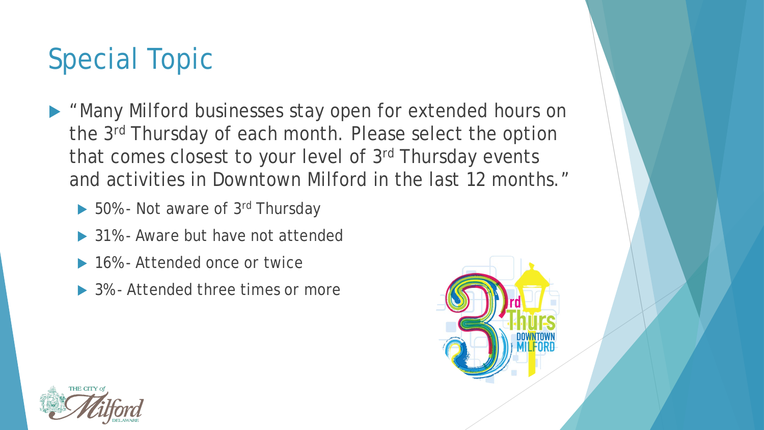# Special Topic

- "Many Milford businesses stay open for extended hours on the 3rd Thursday of each month. Please select the option that comes closest to your level of 3rd Thursday events and activities in Downtown Milford in the last 12 months."
  - 50%- Not aware of 3rd Thursday
  - 31%- Aware but have not attended
  - 16%- Attended once or twice
  - 3%- Attended three times or more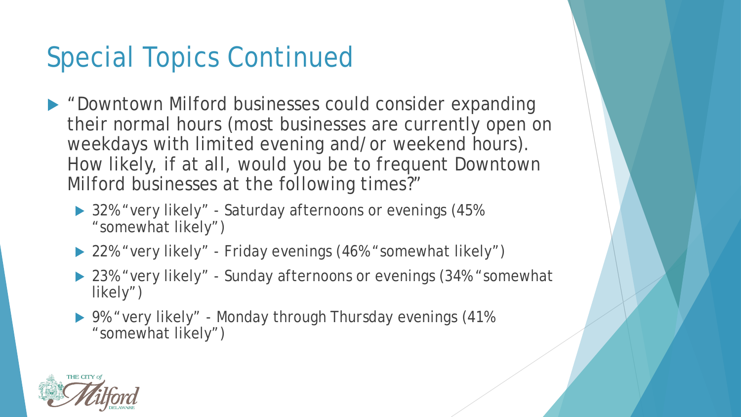# Special Topics Continued

- "Downtown Milford businesses could consider expanding their normal hours (most businesses are currently open on weekdays with limited evening and/or weekend hours). How likely, if at all, would you be to frequent Downtown Milford businesses at the following times?"
  - 32% "very likely" - Saturday afternoons or evenings (45% "somewhat likely")
  - 22% "very likely" - Friday evenings (46% "somewhat likely")
  - 23% "very likely" - Sunday afternoons or evenings (34% "somewhat likely")
  - 9% "very likely" - Monday through Thursday evenings (41% "somewhat likely")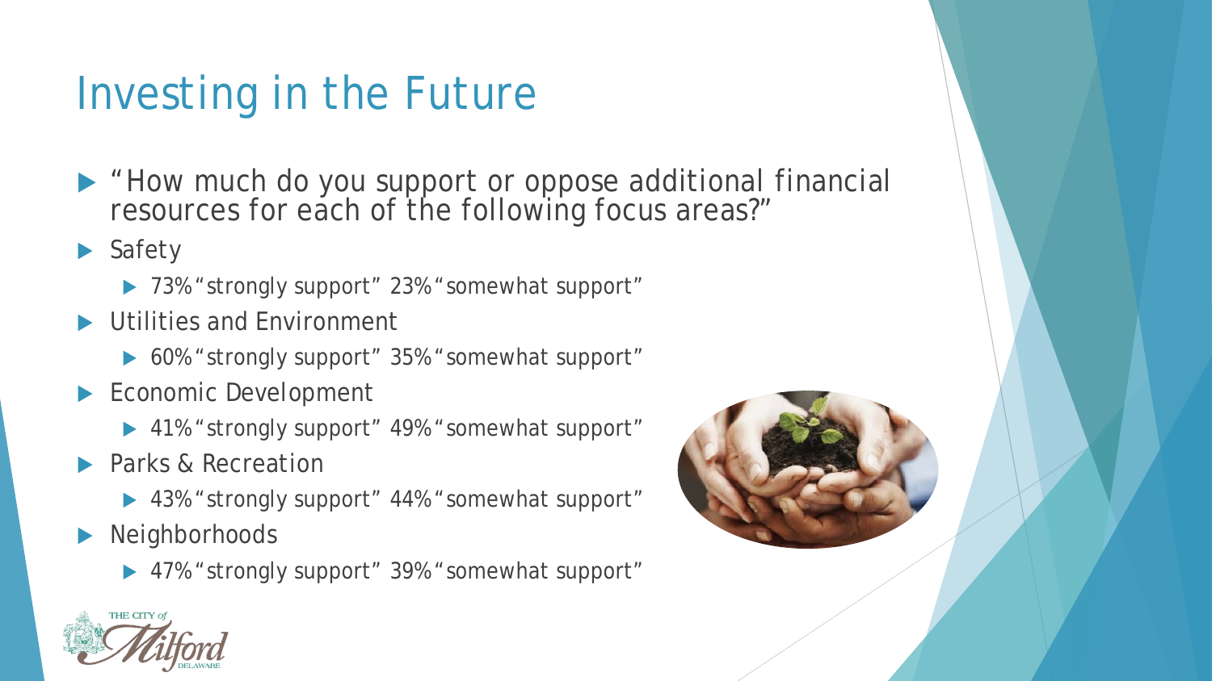# Investing in the Future

- "How much do you support or oppose additional financial resources for each of the following focus areas?"
- Safety
  - 73% "strongly support" 23% "somewhat support"
- Utilities and Environment
  - 60% "strongly support" 35% "somewhat support"
- Economic Development
  - 41% "strongly support" 49% "somewhat support"
- Parks & Recreation
  - 43% "strongly support" 44% "somewhat support"
- Neighborhoods
  - 47% "strongly support" 39% "somewhat support"